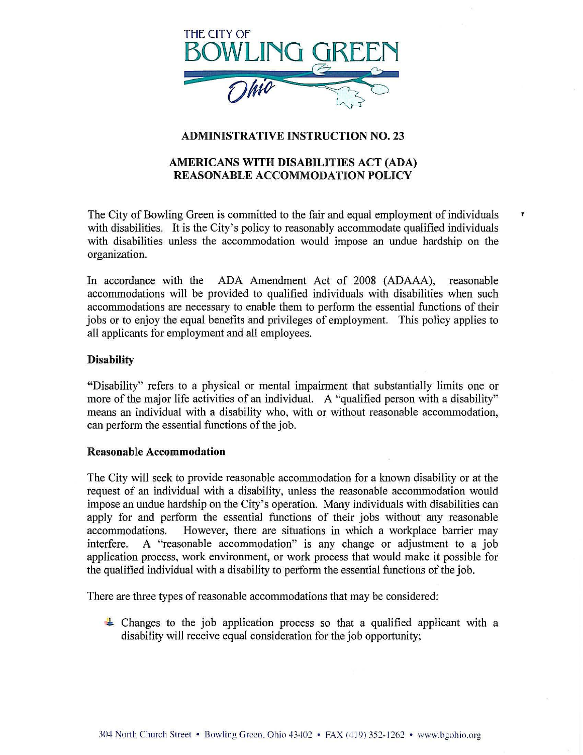THE CITY OF
BOWLING GREEN
Ohio

## ADMINISTRATIVE INSTRUCTION NO. 23

## AMERICANS WITH DISABILITIES ACT (ADA) REASONABLE ACCOMMODATION POLICY

The City of Bowling Green is committed to the fair and equal employment of individuals with disabilities. It is the City's policy to reasonably accommodate qualified individuals with disabilities unless the accommodation would impose an undue hardship on the organization.

In accordance with the ADA Amendment Act of 2008 (ADAAA), reasonable accommodations will be provided to qualified individuals with disabilities when such accommodations are necessary to enable them to perform the essential functions of their jobs or to enjoy the equal benefits and privileges of employment. This policy applies to all applicants for employment and all employees.

### Disability

"Disability" refers to a physical or mental impairment that substantially limits one or more of the major life activities of an individual. A "qualified person with a disability" means an individual with a disability who, with or without reasonable accommodation, can perform the essential functions of the job.

### Reasonable Accommodation

The City will seek to provide reasonable accommodation for a known disability or at the request of an individual with a disability, unless the reasonable accommodation would impose an undue hardship on the City's operation. Many individuals with disabilities can apply for and perform the essential functions of their jobs without any reasonable accommodations. However, there are situations in which a workplace barrier may interfere. A "reasonable accommodation" is any change or adjustment to a job application process, work environment, or work process that would make it possible for the qualified individual with a disability to perform the essential functions of the job.

There are three types of reasonable accommodations that may be considered:

- Changes to the job application process so that a qualified applicant with a disability will receive equal consideration for the job opportunity;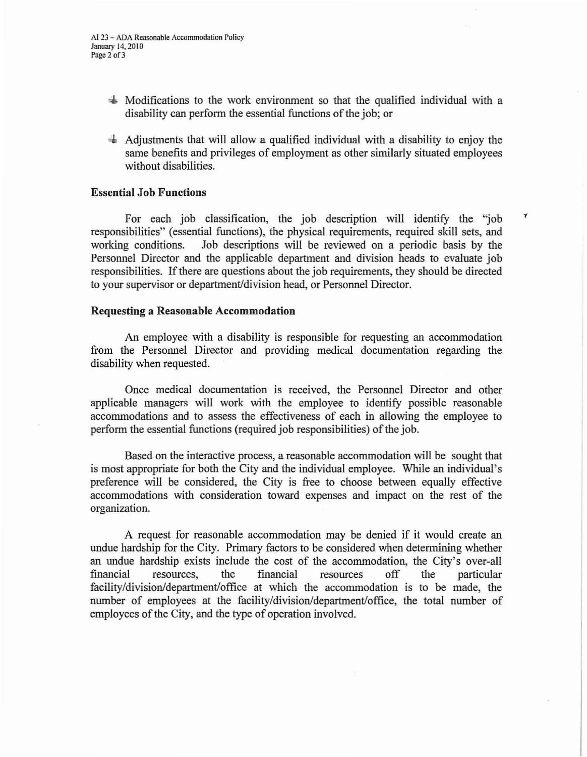- Modifications to the work environment so that the qualified individual with a disability can perform the essential functions of the job; or

- Adjustments that will allow a qualified individual with a disability to enjoy the same benefits and privileges of employment as other similarly situated employees without disabilities.

### Essential Job Functions

For each job classification, the job description will identify the "job responsibilities" (essential functions), the physical requirements, required skill sets, and working conditions. Job descriptions will be reviewed on a periodic basis by the Personnel Director and the applicable department and division heads to evaluate job responsibilities. If there are questions about the job requirements, they should be directed to your supervisor or department/division head, or Personnel Director.

### Requesting a Reasonable Accommodation

An employee with a disability is responsible for requesting an accommodation from the Personnel Director and providing medical documentation regarding the disability when requested.

Once medical documentation is received, the Personnel Director and other applicable managers will work with the employee to identify possible reasonable accommodations and to assess the effectiveness of each in allowing the employee to perform the essential functions (required job responsibilities) of the job.

Based on the interactive process, a reasonable accommodation will be sought that is most appropriate for both the City and the individual employee. While an individual's preference will be considered, the City is free to choose between equally effective accommodations with consideration toward expenses and impact on the rest of the organization.

A request for reasonable accommodation may be denied if it would create an undue hardship for the City. Primary factors to be considered when determining whether an undue hardship exists include the cost of the accommodation, the City's over-all financial resources, the financial resources off the particular facility/division/department/office at which the accommodation is to be made, the number of employees at the facility/division/department/office, the total number of employees of the City, and the type of operation involved.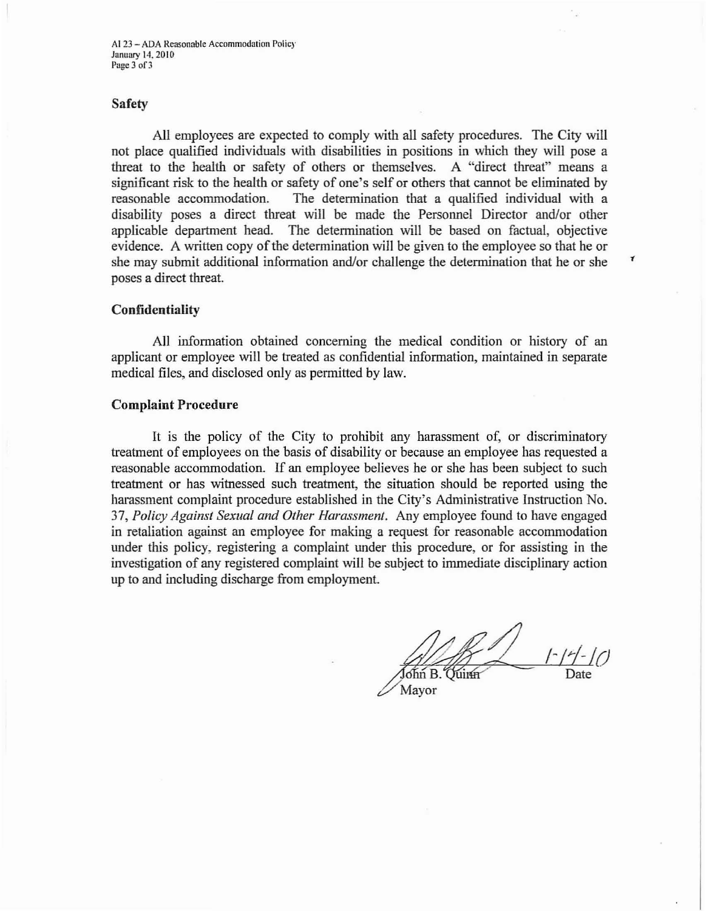## Safety

All employees are expected to comply with all safety procedures. The City will not place qualified individuals with disabilities in positions in which they will pose a threat to the health or safety of others or themselves. A "direct threat" means a significant risk to the health or safety of one's self or others that cannot be eliminated by reasonable accommodation. The determination that a qualified individual with a disability poses a direct threat will be made the Personnel Director and/or other applicable department head. The determination will be based on factual, objective evidence. A written copy of the determination will be given to the employee so that he or she may submit additional information and/or challenge the determination that he or she poses a direct threat.

## Confidentiality

All information obtained concerning the medical condition or history of an applicant or employee will be treated as confidential information, maintained in separate medical files, and disclosed only as permitted by law.

## Complaint Procedure

It is the policy of the City to prohibit any harassment of, or discriminatory treatment of employees on the basis of disability or because an employee has requested a reasonable accommodation. If an employee believes he or she has been subject to such treatment or has witnessed such treatment, the situation should be reported using the harassment complaint procedure established in the City's Administrative Instruction No. 37, *Policy Against Sexual and Other Harassment*. Any employee found to have engaged in retaliation against an employee for making a request for reasonable accommodation under this policy, registering a complaint under this procedure, or for assisting in the investigation of any registered complaint will be subject to immediate disciplinary action up to and including discharge from employment.

John B. Quinn
Mayor

1-14-10
Date